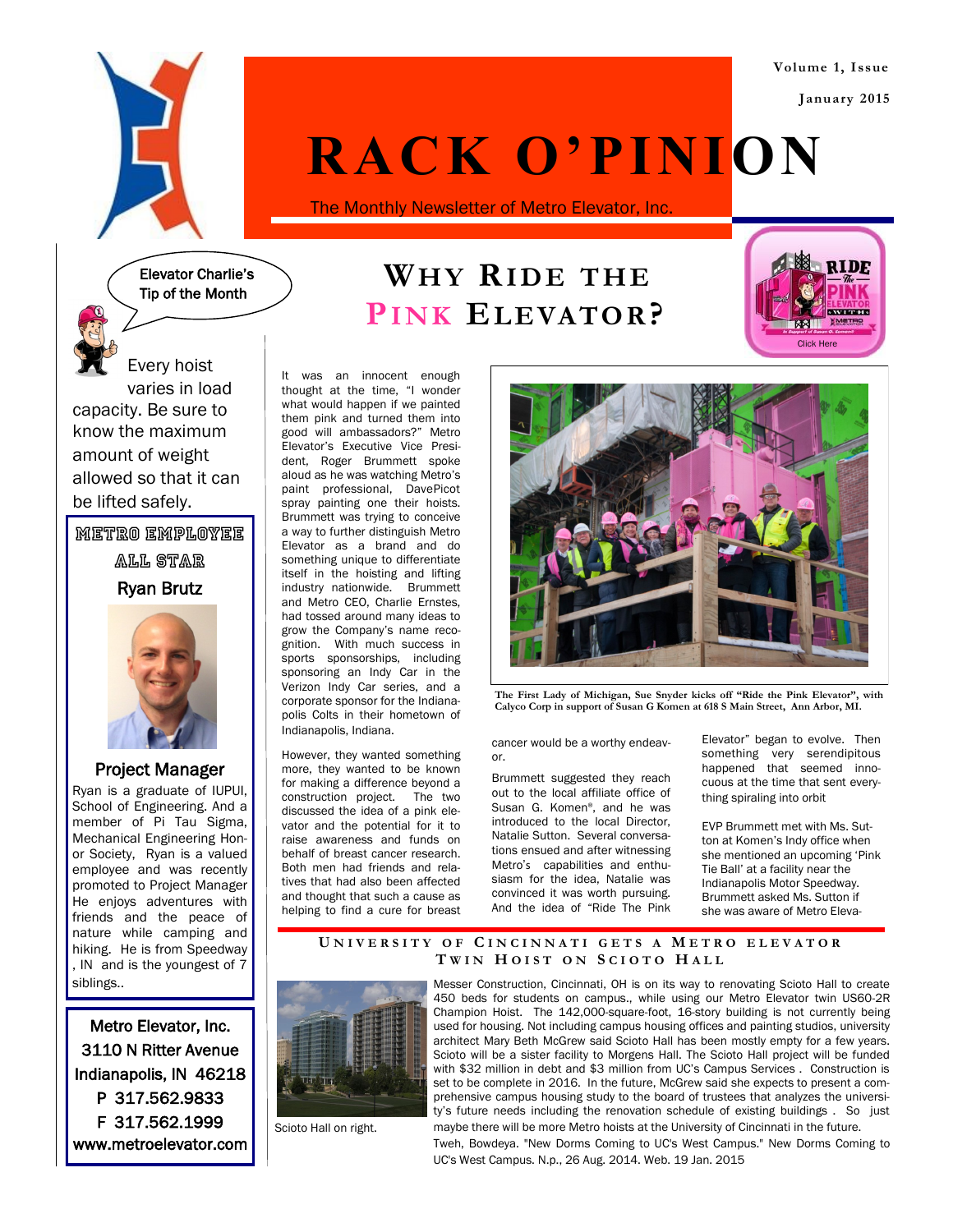# RACK O'PINION

The Monthly Newsletter of Metro Elevator, Inc.

Volume 1, Issue

January 2015

## Elevator Charlie's Tip of the Month

Every hoist varies in load capacity. Be sure to know the maximum amount of weight allowed so that it can be lifted safely.

## METRO EMPLOYEE ALL STAR

### Ryan Brutz

### Project Manager

Ryan is a graduate of IUPUI, School of Engineering. And a member of Pi Tau Sigma, Mechanical Engineering Honor Society, Ryan is a valued employee and was recently promoted to Project Manager He enjoys adventures with friends and the peace of nature while camping and hiking. He is from Speedway , IN and is the youngest of 7 siblings..

**Metro Elevator, Inc.**
3110 N Ritter Avenue
Indianapolis, IN 46218
P 317.562.9833
F 317.562.1999
www.metroelevator.com

## WHY RIDE THE PINK ELEVATOR?

Click Here

It was an innocent enough thought at the time, "I wonder what would happen if we painted them pink and turned them into good will ambassadors?" Metro Elevator's Executive Vice President, Roger Brummett spoke aloud as he was watching Metro's paint professional, DavePicot spray painting one their hoists. Brummett was trying to conceive a way to further distinguish Metro Elevator as a brand and do something unique to differentiate itself in the hoisting and lifting industry nationwide. Brummett and Metro CEO, Charlie Ernstes, had tossed around many ideas to grow the Company's name recognition. With much success in sports sponsorships, including sponsoring an Indy Car in the Verizon Indy Car series, and a corporate sponsor for the Indianapolis Colts in their hometown of Indianapolis, Indiana.

However, they wanted something more, they wanted to be known for making a difference beyond a construction project. The two discussed the idea of a pink elevator and the potential for it to raise awareness and funds on behalf of breast cancer research. Both men had friends and relatives that had also been affected and thought that such a cause as helping to find a cure for breast cancer would be a worthy endeavor.

The First Lady of Michigan, Sue Snyder kicks off "Ride the Pink Elevator", with Calyco Corp in support of Susan G Komen at 618 S Main Street, Ann Arbor, MI.

Brummett suggested they reach out to the local affiliate office of Susan G. Komen®, and he was introduced to the local Director, Natalie Sutton. Several conversations ensued and after witnessing Metro's capabilities and enthusiasm for the idea, Natalie was convinced it was worth pursuing. And the idea of "Ride The Pink Elevator" began to evolve. Then something very serendipitous happened that seemed innocuous at the time that sent everything spiraling into orbit

EVP Brummett met with Ms. Sutton at Komen's Indy office when she mentioned an upcoming 'Pink Tie Ball' at a facility near the Indianapolis Motor Speedway. Brummett asked Ms. Sutton if she was aware of Metro Eleva-

## UNIVERSITY OF CINCINNATI GETS A METRO ELEVATOR TWIN HOIST ON SCIOTO HALL

Scioto Hall on right.

Messer Construction, Cincinnati, OH is on its way to renovating Scioto Hall to create 450 beds for students on campus., while using our Metro Elevator twin US60-2R Champion Hoist. The 142,000-square-foot, 16-story building is not currently being used for housing. Not including campus housing offices and painting studios, university architect Mary Beth McGrew said Scioto Hall has been mostly empty for a few years. Scioto will be a sister facility to Morgens Hall. The Scioto Hall project will be funded with $32 million in debt and $3 million from UC's Campus Services . Construction is set to be complete in 2016. In the future, McGrew said she expects to present a comprehensive campus housing study to the board of trustees that analyzes the university's future needs including the renovation schedule of existing buildings . So just maybe there will be more Metro hoists at the University of Cincinnati in the future.

Tweh, Bowdeya. "New Dorms Coming to UC's West Campus." New Dorms Coming to UC's West Campus. N.p., 26 Aug. 2014. Web. 19 Jan. 2015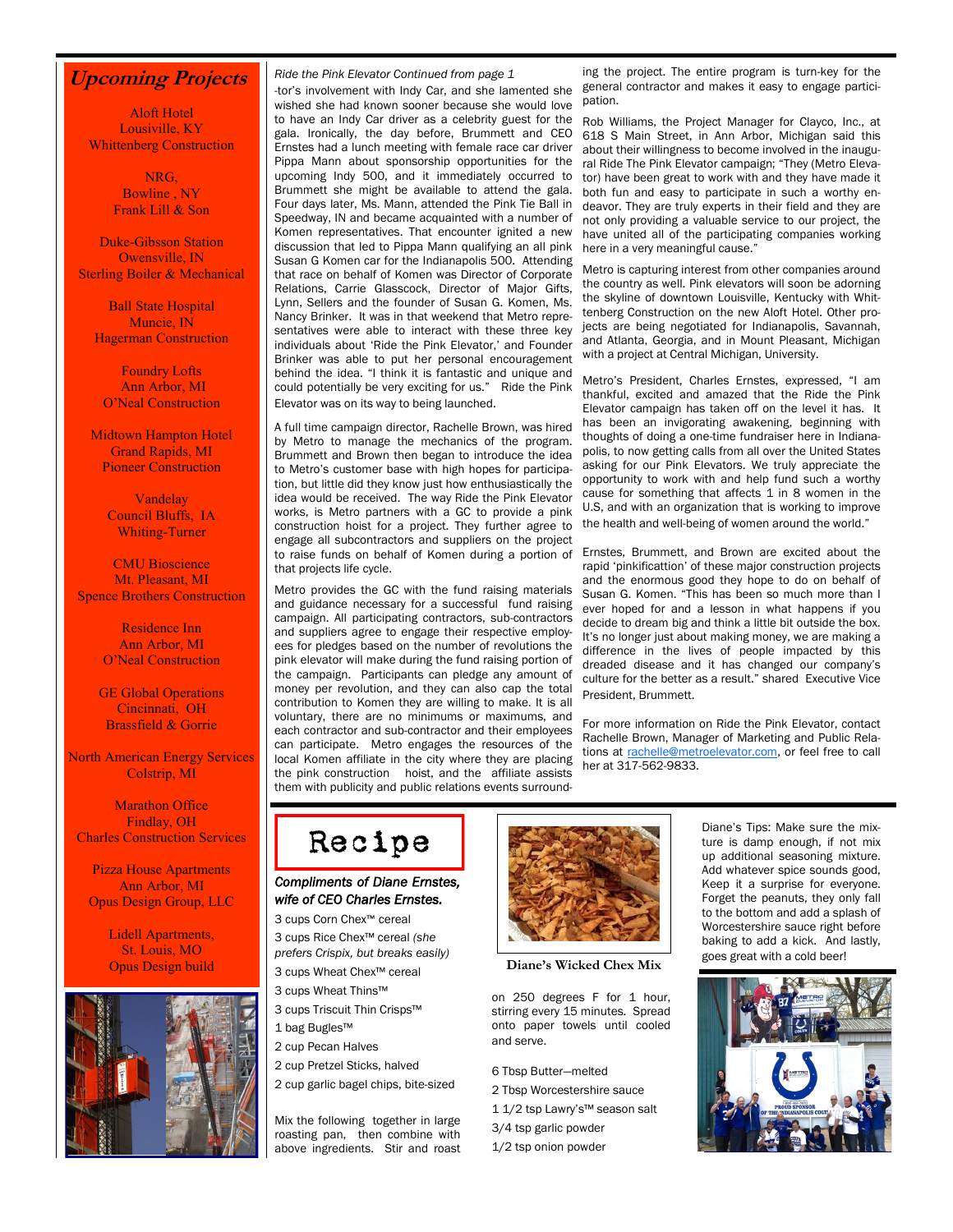## Upcoming Projects

Aloft Hotel
Lousiville, KY
Whittenberg Construction

NRG,
Bowline , NY
Frank Lill & Son

Duke-Gibsson Station
Owensville, IN
Sterling Boiler & Mechanical

Ball State Hospital
Muncie, IN
Hagerman Construction

Foundry Lofts
Ann Arbor, MI
O'Neal Construction

Midtown Hampton Hotel
Grand Rapids, MI
Pioneer Construction

Vandelay
Council Bluffs, IA
Whiting-Turner

CMU Bioscience
Mt. Pleasant, MI
Spence Brothers Construction

Residence Inn
Ann Arbor, MI
O'Neal Construction

GE Global Operations
Cincinnati, OH
Brassfield & Gorrie

North American Energy Services
Colstrip, MI

Marathon Office
Findlay, OH
Charles Construction Services

Pizza House Apartments
Ann Arbor, MI
Opus Design Group, LLC

Lidell Apartments,
St. Louis, MO
Opus Design build

*Ride the Pink Elevator Continued from page 1*

-tor's involvement with Indy Car, and she lamented she wished she had known sooner because she would love to have an Indy Car driver as a celebrity guest for the gala. Ironically, the day before, Brummett and CEO Ernstes had a lunch meeting with female race car driver Pippa Mann about sponsorship opportunities for the upcoming Indy 500, and it immediately occurred to Brummett she might be available to attend the gala. Four days later, Ms. Mann, attended the Pink Tie Ball in Speedway, IN and became acquainted with a number of Komen representatives. That encounter ignited a new discussion that led to Pippa Mann qualifying an all pink Susan G Komen car for the Indianapolis 500. Attending that race on behalf of Komen was Director of Corporate Relations, Carrie Glasscock, Director of Major Gifts, Lynn, Sellers and the founder of Susan G. Komen, Ms. Nancy Brinker. It was in that weekend that Metro representatives were able to interact with these three key individuals about 'Ride the Pink Elevator,' and Founder Brinker was able to put her personal encouragement behind the idea. "I think it is fantastic and unique and could potentially be very exciting for us." Ride the Pink Elevator was on its way to being launched.

A full time campaign director, Rachelle Brown, was hired by Metro to manage the mechanics of the program. Brummett and Brown then began to introduce the idea to Metro's customer base with high hopes for participation, but little did they know just how enthusiastically the idea would be received. The way Ride the Pink Elevator works, is Metro partners with a GC to provide a pink construction hoist for a project. They further agree to engage all subcontractors and suppliers on the project to raise funds on behalf of Komen during a portion of that projects life cycle.

Metro provides the GC with the fund raising materials and guidance necessary for a successful fund raising campaign. All participating contractors, sub-contractors and suppliers agree to engage their respective employees for pledges based on the number of revolutions the pink elevator will make during the fund raising portion of the campaign. Participants can pledge any amount of money per revolution, and they can also cap the total contribution to Komen they are willing to make. It is all voluntary, there are no minimums or maximums, and each contractor and sub-contractor and their employees can participate. Metro engages the resources of the local Komen affiliate in the city where they are placing the pink construction hoist, and the affiliate assists them with publicity and public relations events surrounding the project. The entire program is turn-key for the general contractor and makes it easy to engage participation.

Rob Williams, the Project Manager for Clayco, Inc., at 618 S Main Street, in Ann Arbor, Michigan said this about their willingness to become involved in the inaugural Ride The Pink Elevator campaign; "They (Metro Elevator) have been great to work with and they have made it both fun and easy to participate in such a worthy endeavor. They are truly experts in their field and they are not only providing a valuable service to our project, the have united all of the participating companies working here in a very meaningful cause."

Metro is capturing interest from other companies around the country as well. Pink elevators will soon be adorning the skyline of downtown Louisville, Kentucky with Whittenberg Construction on the new Aloft Hotel. Other projects are being negotiated for Indianapolis, Savannah, and Atlanta, Georgia, and in Mount Pleasant, Michigan with a project at Central Michigan, University.

Metro's President, Charles Ernstes, expressed, "I am thankful, excited and amazed that the Ride the Pink Elevator campaign has taken off on the level it has. It has been an invigorating awakening, beginning with thoughts of doing a one-time fundraiser here in Indianapolis, to now getting calls from all over the United States asking for our Pink Elevators. We truly appreciate the opportunity to work with and help fund such a worthy cause for something that affects 1 in 8 women in the U.S, and with an organization that is working to improve the health and well-being of women around the world."

Ernstes, Brummett, and Brown are excited about the rapid 'pinkificattion' of these major construction projects and the enormous good they hope to do on behalf of Susan G. Komen. "This has been so much more than I ever hoped for and a lesson in what happens if you decide to dream big and think a little bit outside the box. It's no longer just about making money, we are making a difference in the lives of people impacted by this dreaded disease and it has changed our company's culture for the better as a result." shared Executive Vice President, Brummett.

For more information on Ride the Pink Elevator, contact Rachelle Brown, Manager of Marketing and Public Relations at rachelle@metroelevator.com, or feel free to call her at 317-562-9833.

# Recipe

***Compliments of Diane Ernstes, wife of CEO Charles Ernstes.***

3 cups Corn Chex™ cereal
3 cups Rice Chex™ cereal *(she prefers Crispix, but breaks easily)*
3 cups Wheat Chex™ cereal
3 cups Wheat Thins™
3 cups Triscuit Thin Crisps™
1 bag Bugles™
2 cup Pecan Halves
2 cup Pretzel Sticks, halved
2 cup garlic bagel chips, bite-sized

Mix the following together in large roasting pan, then combine with above ingredients. Stir and roast on 250 degrees F for 1 hour, stirring every 15 minutes. Spread onto paper towels until cooled and serve.

**Diane's Wicked Chex Mix**

6 Tbsp Butter—melted
2 Tbsp Worcestershire sauce
1 1/2 tsp Lawry's™ season salt
3/4 tsp garlic powder
1/2 tsp onion powder

Diane's Tips: Make sure the mixture is damp enough, if not mix up additional seasoning mixture. Add whatever spice sounds good, Keep it a surprise for everyone. Forget the peanuts, they only fall to the bottom and add a splash of Worcestershire sauce right before baking to add a kick. And lastly, goes great with a cold beer!